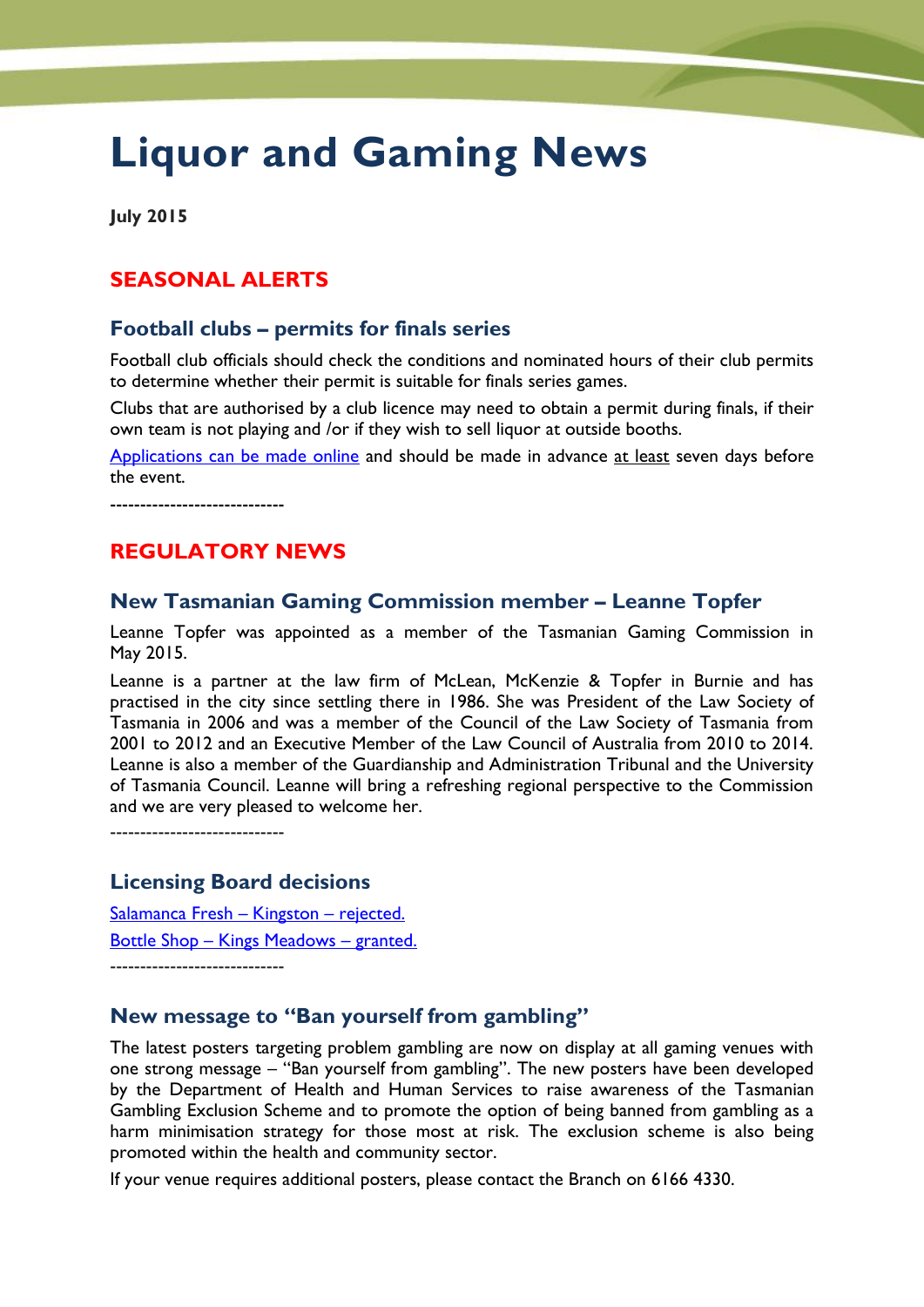# Liquor and Gaming News

**July 2015**

## SEASONAL ALERTS

### Football clubs – permits for finals series

Football club officials should check the conditions and nominated hours of their club permits to determine whether their permit is suitable for finals series games.

Clubs that are authorised by a club licence may need to obtain a permit during finals, if their own team is not playing and /or if they wish to sell liquor at outside booths.

Applications can be made online and should be made in advance at least seven days before the event.

----------------------------

## REGULATORY NEWS

### New Tasmanian Gaming Commission member – Leanne Topfer

Leanne Topfer was appointed as a member of the Tasmanian Gaming Commission in May 2015.

Leanne is a partner at the law firm of McLean, McKenzie & Topfer in Burnie and has practised in the city since settling there in 1986. She was President of the Law Society of Tasmania in 2006 and was a member of the Council of the Law Society of Tasmania from 2001 to 2012 and an Executive Member of the Law Council of Australia from 2010 to 2014. Leanne is also a member of the Guardianship and Administration Tribunal and the University of Tasmania Council. Leanne will bring a refreshing regional perspective to the Commission and we are very pleased to welcome her.

----------------------------

### Licensing Board decisions

Salamanca Fresh – Kingston – rejected.

Bottle Shop – Kings Meadows – granted.

----------------------------

### New message to "Ban yourself from gambling"

The latest posters targeting problem gambling are now on display at all gaming venues with one strong message – "Ban yourself from gambling". The new posters have been developed by the Department of Health and Human Services to raise awareness of the Tasmanian Gambling Exclusion Scheme and to promote the option of being banned from gambling as a harm minimisation strategy for those most at risk. The exclusion scheme is also being promoted within the health and community sector.

If your venue requires additional posters, please contact the Branch on 6166 4330.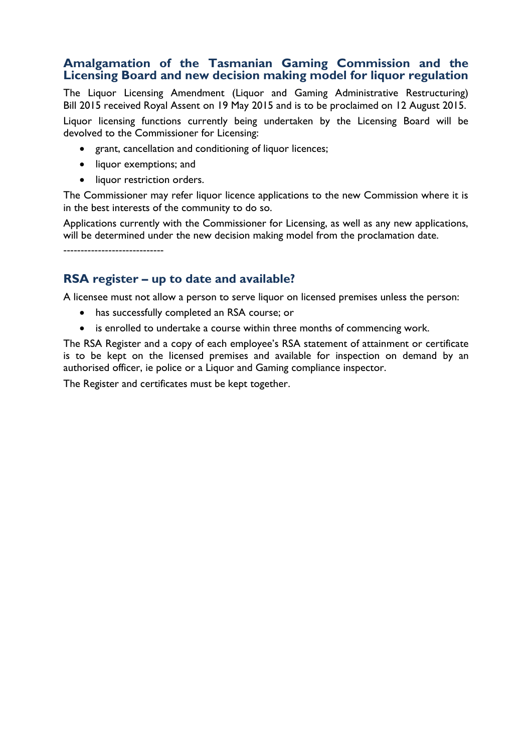## Amalgamation of the Tasmanian Gaming Commission and the Licensing Board and new decision making model for liquor regulation

The Liquor Licensing Amendment (Liquor and Gaming Administrative Restructuring) Bill 2015 received Royal Assent on 19 May 2015 and is to be proclaimed on 12 August 2015.

Liquor licensing functions currently being undertaken by the Licensing Board will be devolved to the Commissioner for Licensing:

- grant, cancellation and conditioning of liquor licences;
- liquor exemptions; and
- liquor restriction orders.

The Commissioner may refer liquor licence applications to the new Commission where it is in the best interests of the community to do so.

Applications currently with the Commissioner for Licensing, as well as any new applications, will be determined under the new decision making model from the proclamation date.

----------------------------

## RSA register – up to date and available?

A licensee must not allow a person to serve liquor on licensed premises unless the person:

- has successfully completed an RSA course; or
- is enrolled to undertake a course within three months of commencing work.

The RSA Register and a copy of each employee's RSA statement of attainment or certificate is to be kept on the licensed premises and available for inspection on demand by an authorised officer, ie police or a Liquor and Gaming compliance inspector.

The Register and certificates must be kept together.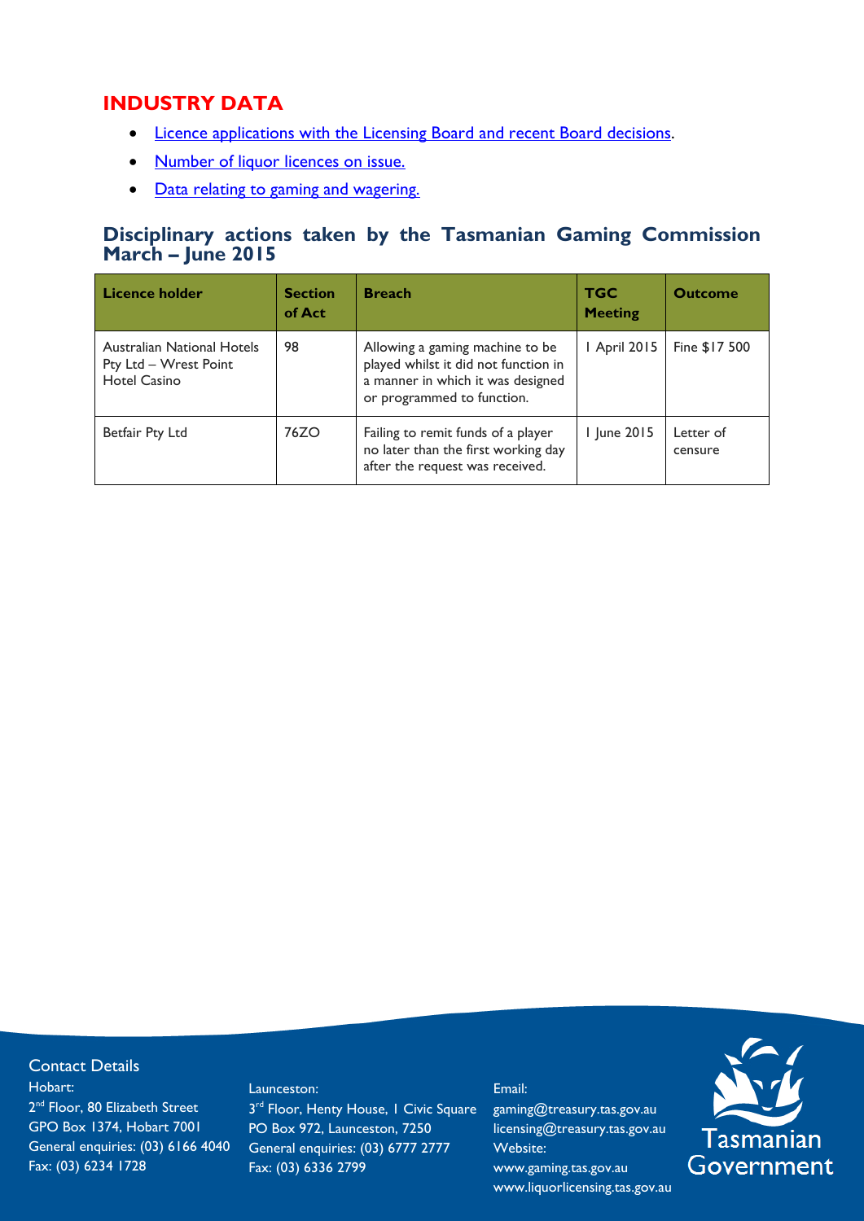## INDUSTRY DATA

- Licence applications with the Licensing Board and recent Board decisions.
- Number of liquor licences on issue.
- Data relating to gaming and wagering.

### Disciplinary actions taken by the Tasmanian Gaming Commission March – June 2015

| Licence holder | Section of Act | Breach | TGC Meeting | Outcome |
|---|---|---|---|---|
| Australian National Hotels Pty Ltd – Wrest Point Hotel Casino | 98 | Allowing a gaming machine to be played whilst it did not function in a manner in which it was designed or programmed to function. | 1 April 2015 | Fine $17 500 |
| Betfair Pty Ltd | 76ZO | Failing to remit funds of a player no later than the first working day after the request was received. | 1 June 2015 | Letter of censure |

Contact Details

Hobart:
2nd Floor, 80 Elizabeth Street
GPO Box 1374, Hobart 7001
General enquiries: (03) 6166 4040
Fax: (03) 6234 1728

Launceston:
3rd Floor, Henty House, 1 Civic Square
PO Box 972, Launceston, 7250
General enquiries: (03) 6777 2777
Fax: (03) 6336 2799

Email:
gaming@treasury.tas.gov.au
licensing@treasury.tas.gov.au
Website:
www.gaming.tas.gov.au
www.liquorlicensing.tas.gov.au

Tasmanian Government